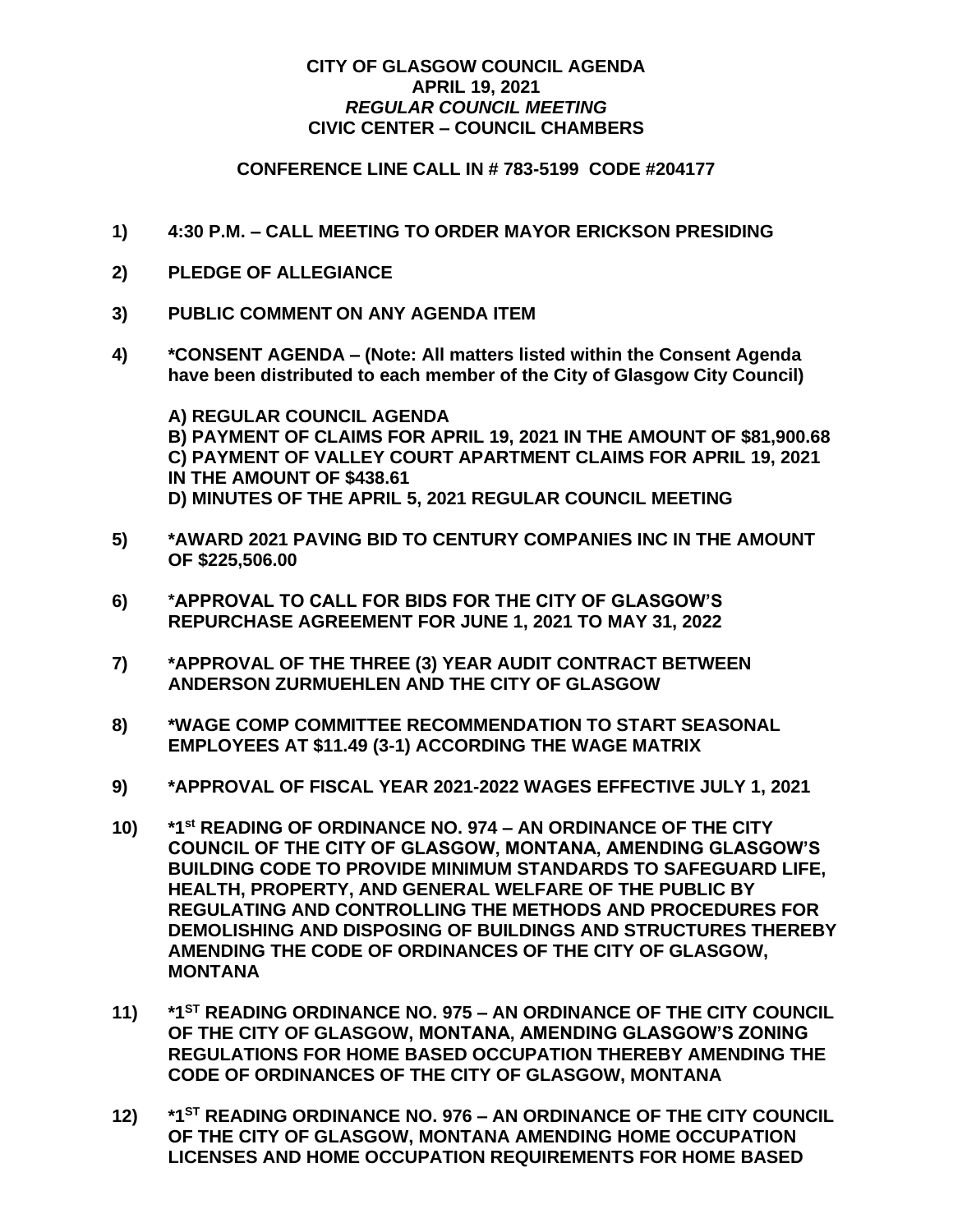**CITY OF GLASGOW COUNCIL AGENDA**
**APRIL 19, 2021**
***REGULAR COUNCIL MEETING***
**CIVIC CENTER – COUNCIL CHAMBERS**

**CONFERENCE LINE CALL IN # 783-5199 CODE #204177**

**1) 4:30 P.M. – CALL MEETING TO ORDER MAYOR ERICKSON PRESIDING**

**2) PLEDGE OF ALLEGIANCE**

**3) PUBLIC COMMENT ON ANY AGENDA ITEM**

**4) *CONSENT AGENDA – (Note: All matters listed within the Consent Agenda have been distributed to each member of the City of Glasgow City Council)**

**A) REGULAR COUNCIL AGENDA**
**B) PAYMENT OF CLAIMS FOR APRIL 19, 2021 IN THE AMOUNT OF $81,900.68**
**C) PAYMENT OF VALLEY COURT APARTMENT CLAIMS FOR APRIL 19, 2021 IN THE AMOUNT OF $438.61**
**D) MINUTES OF THE APRIL 5, 2021 REGULAR COUNCIL MEETING**

**5) *AWARD 2021 PAVING BID TO CENTURY COMPANIES INC IN THE AMOUNT OF $225,506.00**

**6) *APPROVAL TO CALL FOR BIDS FOR THE CITY OF GLASGOW'S REPURCHASE AGREEMENT FOR JUNE 1, 2021 TO MAY 31, 2022**

**7) *APPROVAL OF THE THREE (3) YEAR AUDIT CONTRACT BETWEEN ANDERSON ZURMUEHLEN AND THE CITY OF GLASGOW**

**8) *WAGE COMP COMMITTEE RECOMMENDATION TO START SEASONAL EMPLOYEES AT $11.49 (3-1) ACCORDING THE WAGE MATRIX**

**9) *APPROVAL OF FISCAL YEAR 2021-2022 WAGES EFFECTIVE JULY 1, 2021**

**10) *1st READING OF ORDINANCE NO. 974 – AN ORDINANCE OF THE CITY COUNCIL OF THE CITY OF GLASGOW, MONTANA, AMENDING GLASGOW'S BUILDING CODE TO PROVIDE MINIMUM STANDARDS TO SAFEGUARD LIFE, HEALTH, PROPERTY, AND GENERAL WELFARE OF THE PUBLIC BY REGULATING AND CONTROLLING THE METHODS AND PROCEDURES FOR DEMOLISHING AND DISPOSING OF BUILDINGS AND STRUCTURES THEREBY AMENDING THE CODE OF ORDINANCES OF THE CITY OF GLASGOW, MONTANA**

**11) *1ST READING ORDINANCE NO. 975 – AN ORDINANCE OF THE CITY COUNCIL OF THE CITY OF GLASGOW, MONTANA, AMENDING GLASGOW'S ZONING REGULATIONS FOR HOME BASED OCCUPATION THEREBY AMENDING THE CODE OF ORDINANCES OF THE CITY OF GLASGOW, MONTANA**

**12) *1ST READING ORDINANCE NO. 976 – AN ORDINANCE OF THE CITY COUNCIL OF THE CITY OF GLASGOW, MONTANA AMENDING HOME OCCUPATION LICENSES AND HOME OCCUPATION REQUIREMENTS FOR HOME BASED**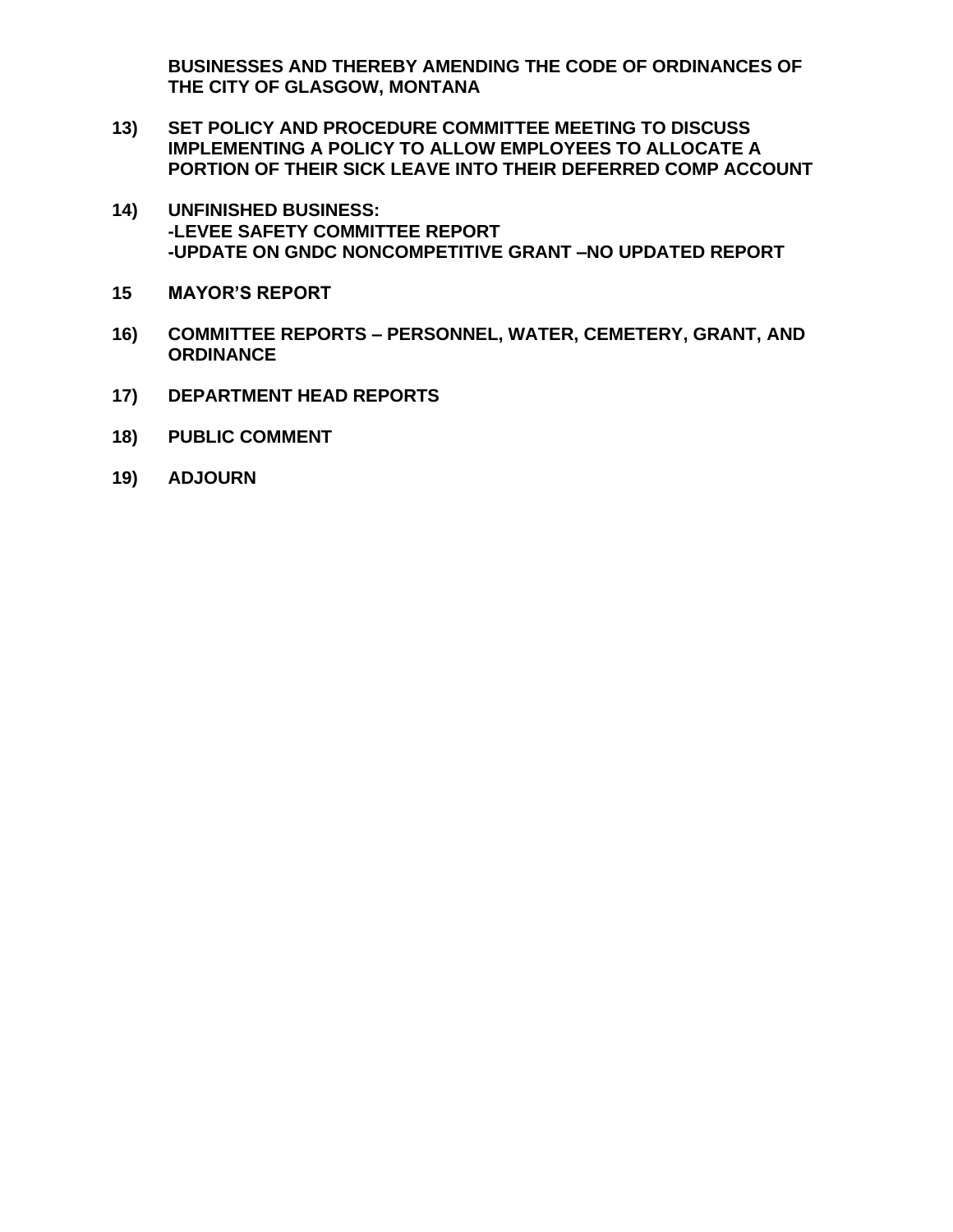**BUSINESSES AND THEREBY AMENDING THE CODE OF ORDINANCES OF THE CITY OF GLASGOW, MONTANA**

**13) SET POLICY AND PROCEDURE COMMITTEE MEETING TO DISCUSS IMPLEMENTING A POLICY TO ALLOW EMPLOYEES TO ALLOCATE A PORTION OF THEIR SICK LEAVE INTO THEIR DEFERRED COMP ACCOUNT**

**14) UNFINISHED BUSINESS:**
**-LEVEE SAFETY COMMITTEE REPORT**
**-UPDATE ON GNDC NONCOMPETITIVE GRANT –NO UPDATED REPORT**

**15 MAYOR'S REPORT**

**16) COMMITTEE REPORTS – PERSONNEL, WATER, CEMETERY, GRANT, AND ORDINANCE**

**17) DEPARTMENT HEAD REPORTS**

**18) PUBLIC COMMENT**

**19) ADJOURN**